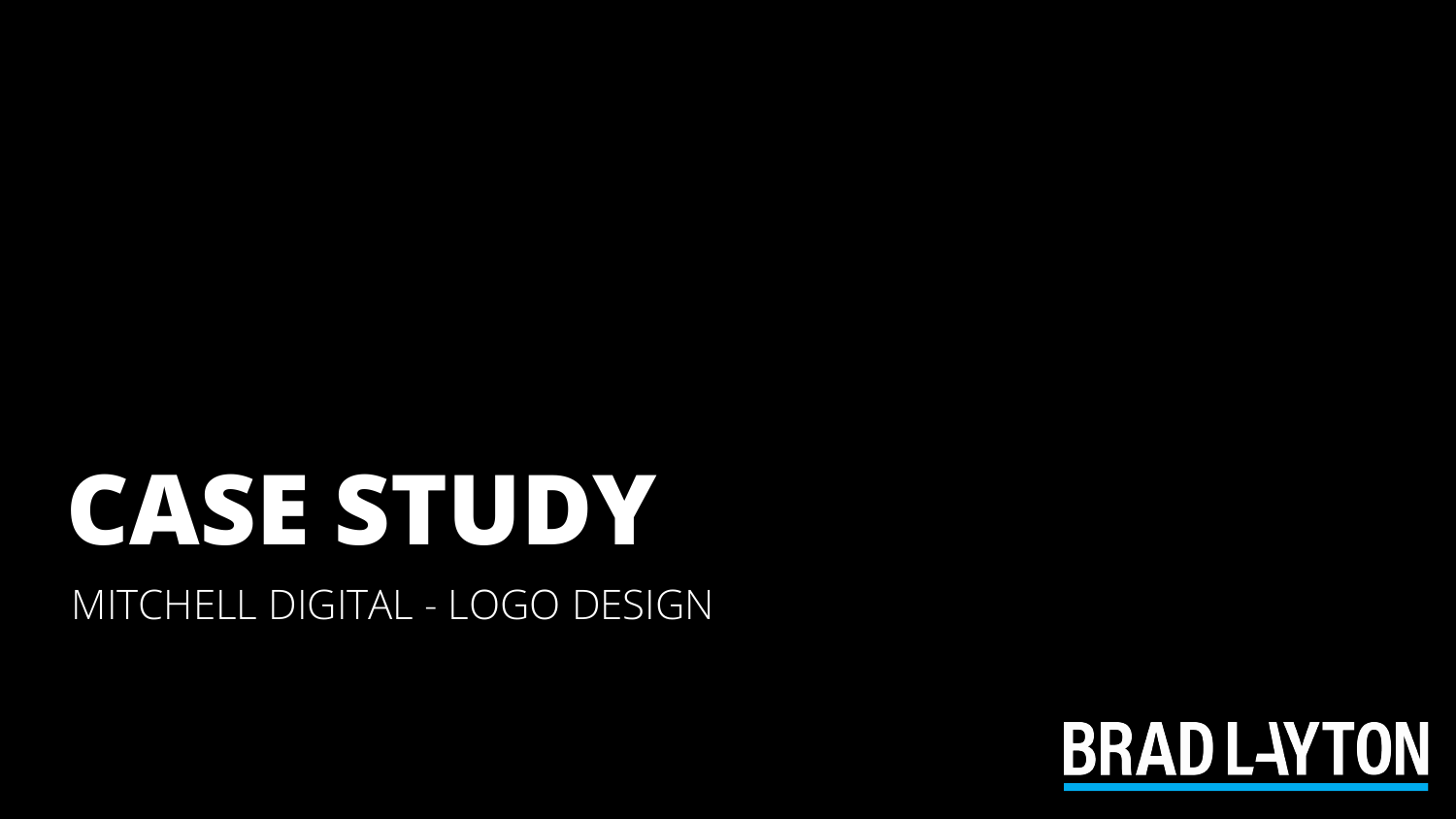# CASE STUDY

MITCHELL DIGITAL - LOGO DESIGN

BRAD LAYTON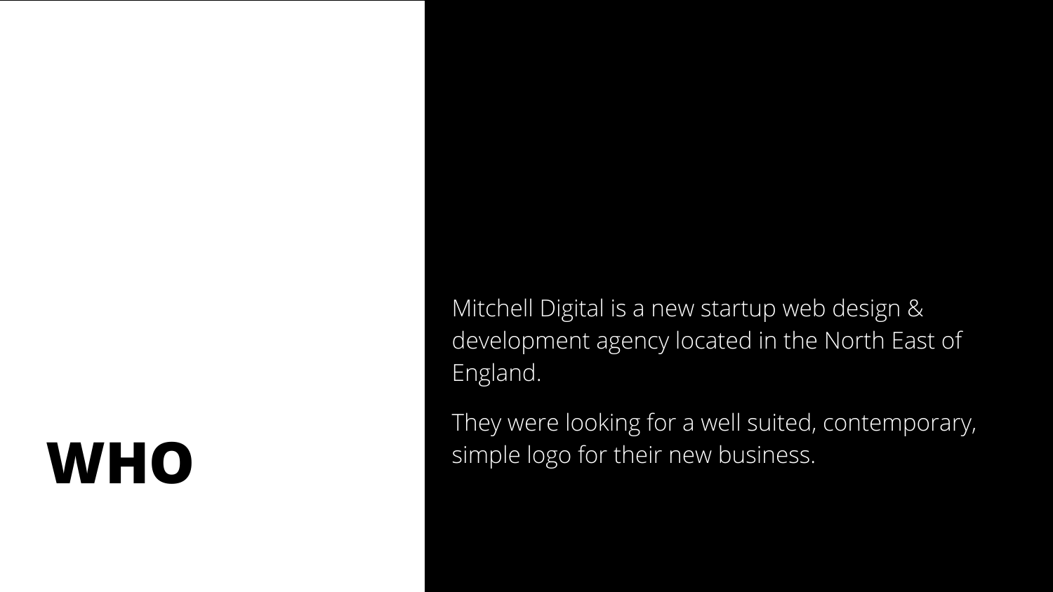# WHO

Mitchell Digital is a new startup web design & development agency located in the North East of England.

They were looking for a well suited, contemporary, simple logo for their new business.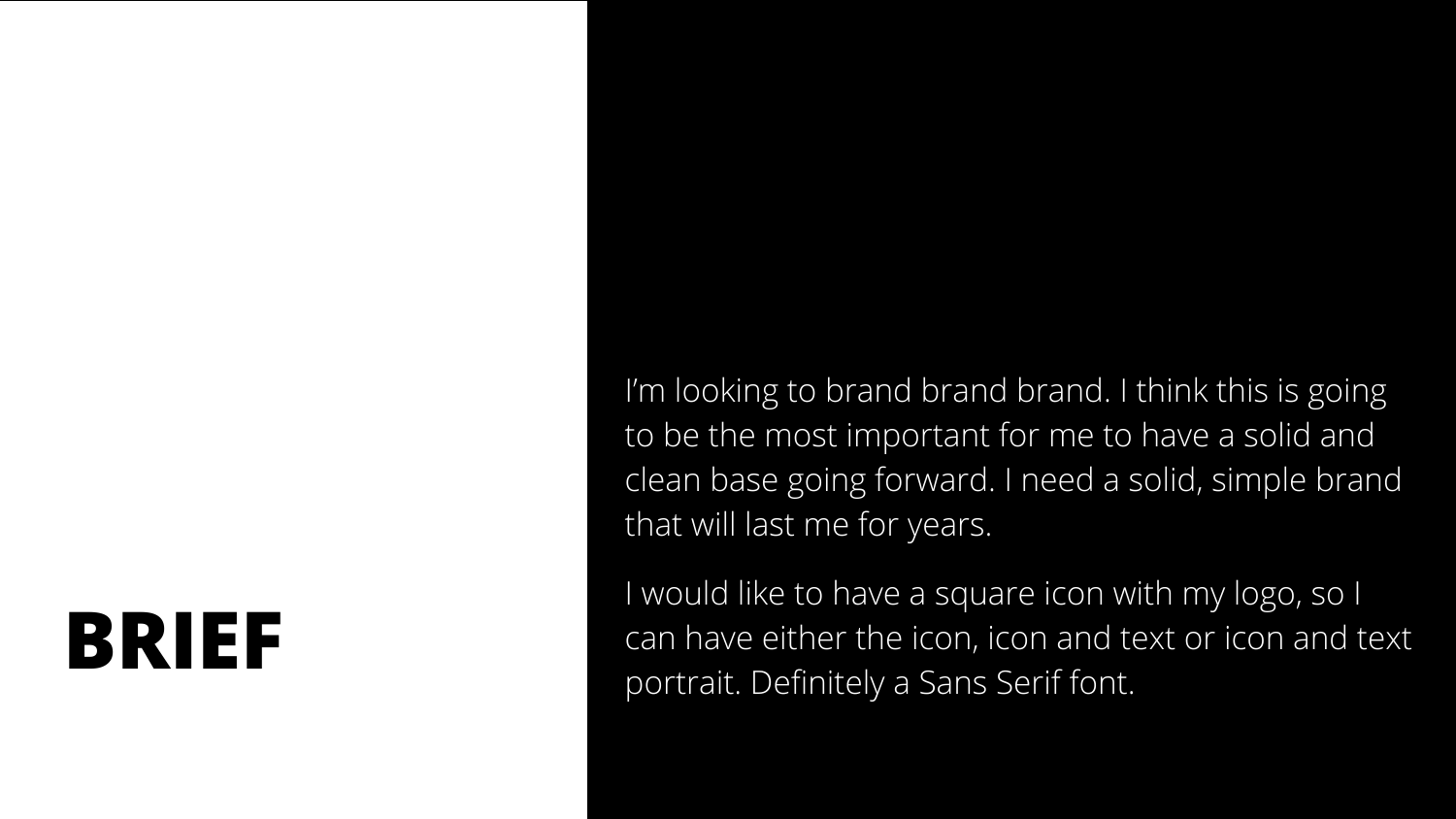# BRIEF

I'm looking to brand brand brand. I think this is going to be the most important for me to have a solid and clean base going forward. I need a solid, simple brand that will last me for years.

I would like to have a square icon with my logo, so I can have either the icon, icon and text or icon and text portrait. Definitely a Sans Serif font.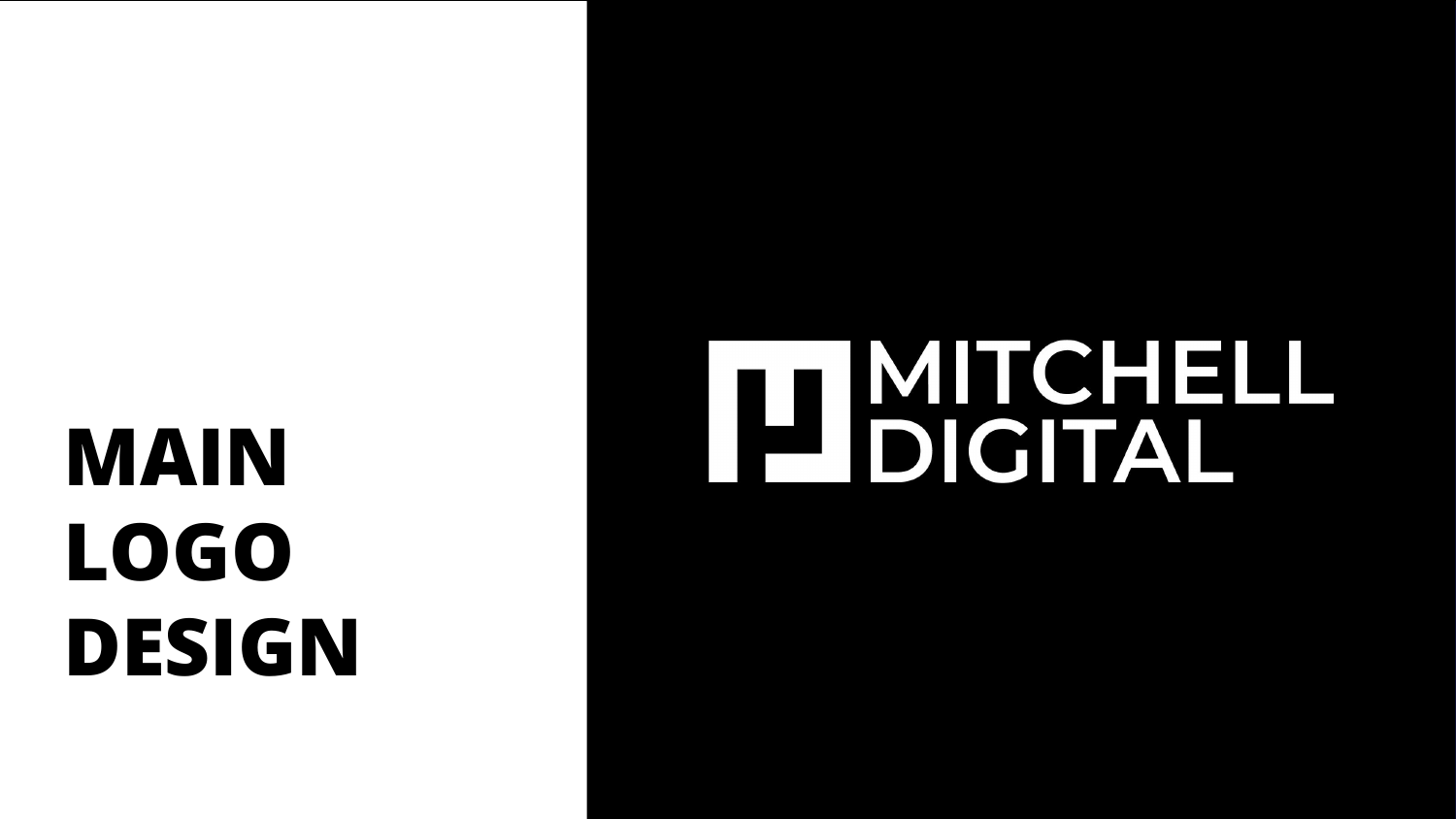# MAIN LOGO DESIGN

MITCHELL
DIGITAL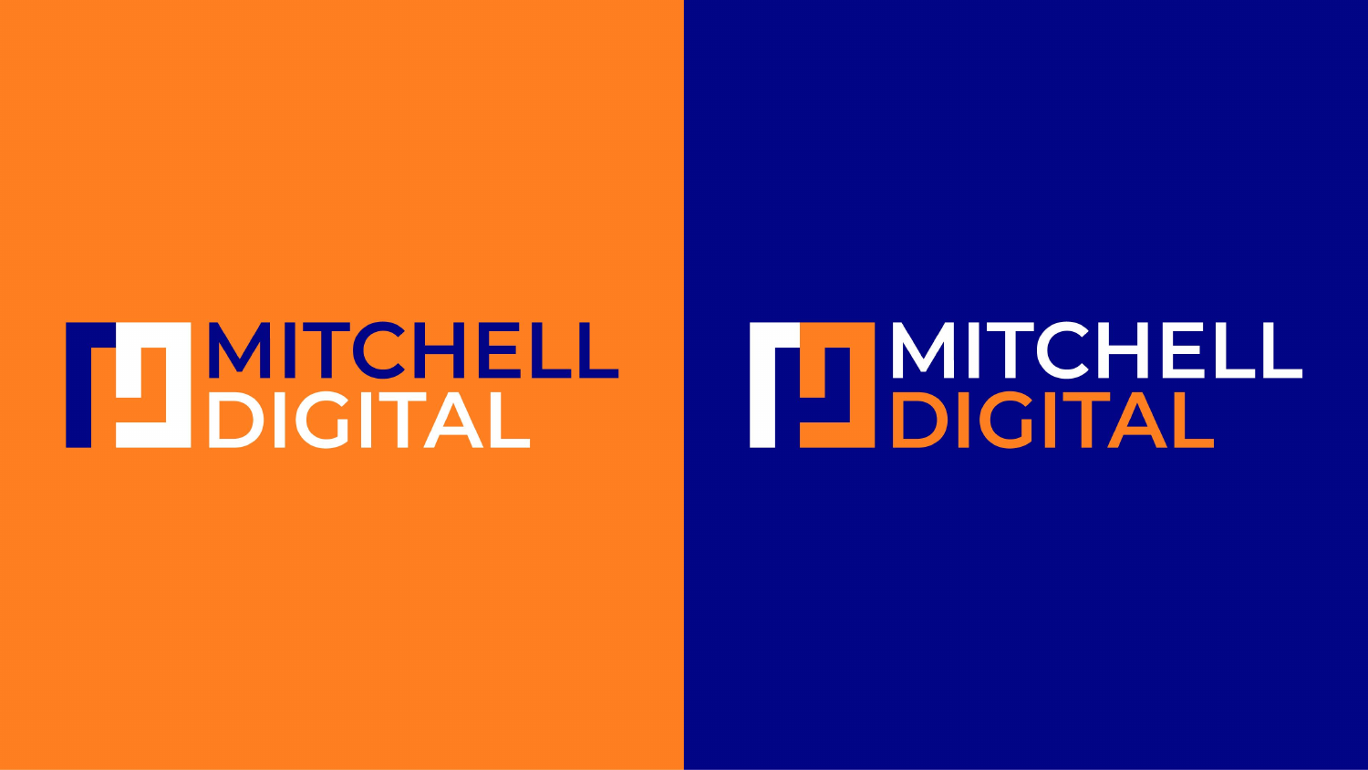MITCHELL
DIGITAL

MITCHELL
DIGITAL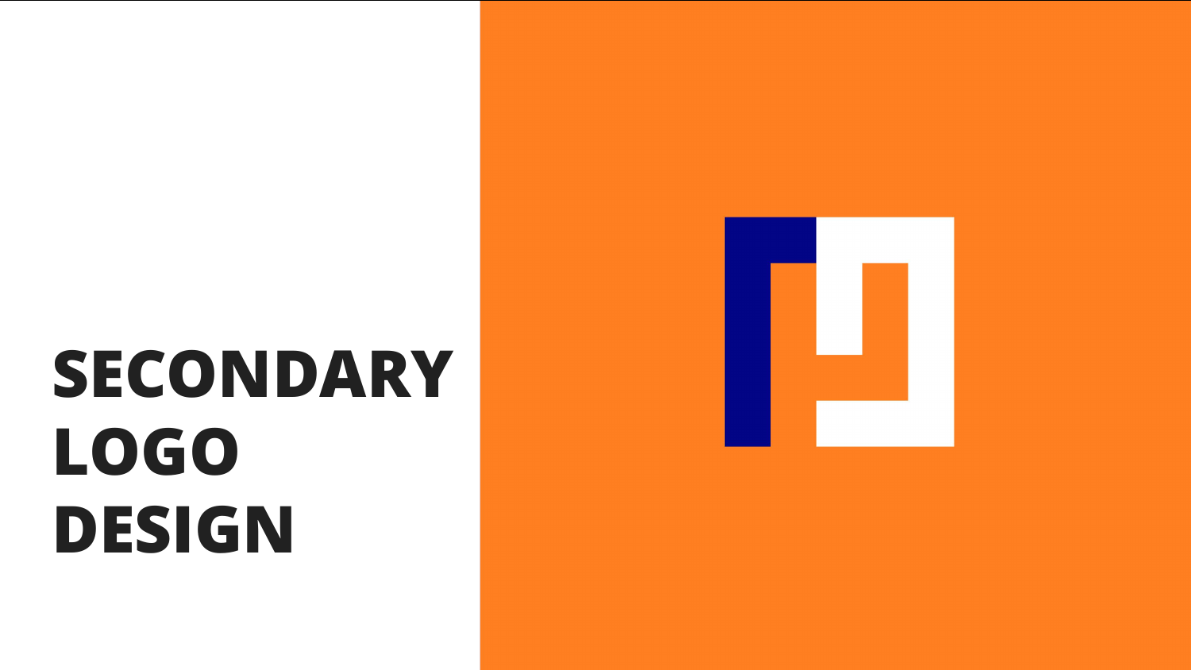# SECONDARY LOGO DESIGN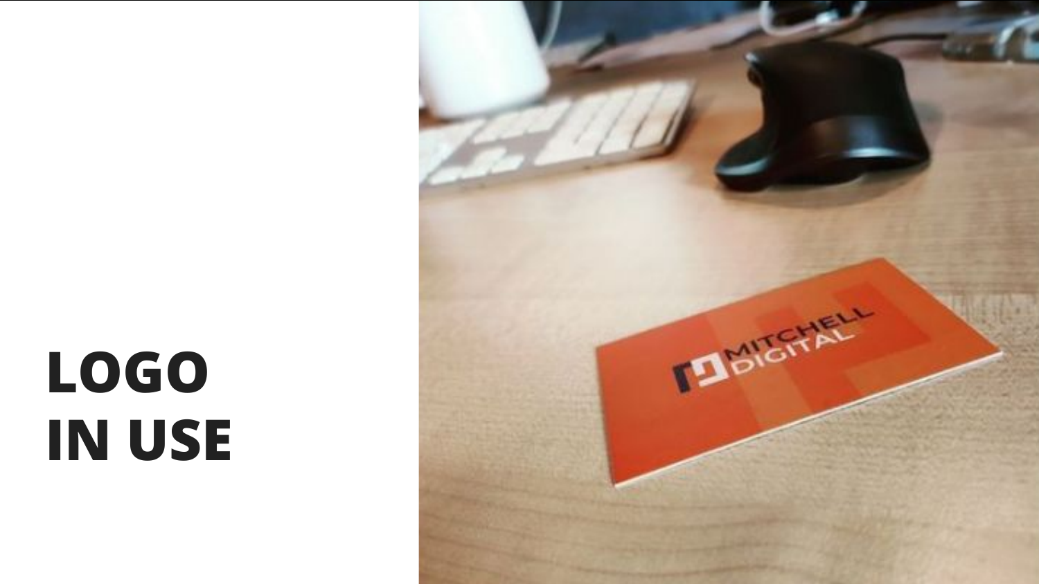# LOGO IN USE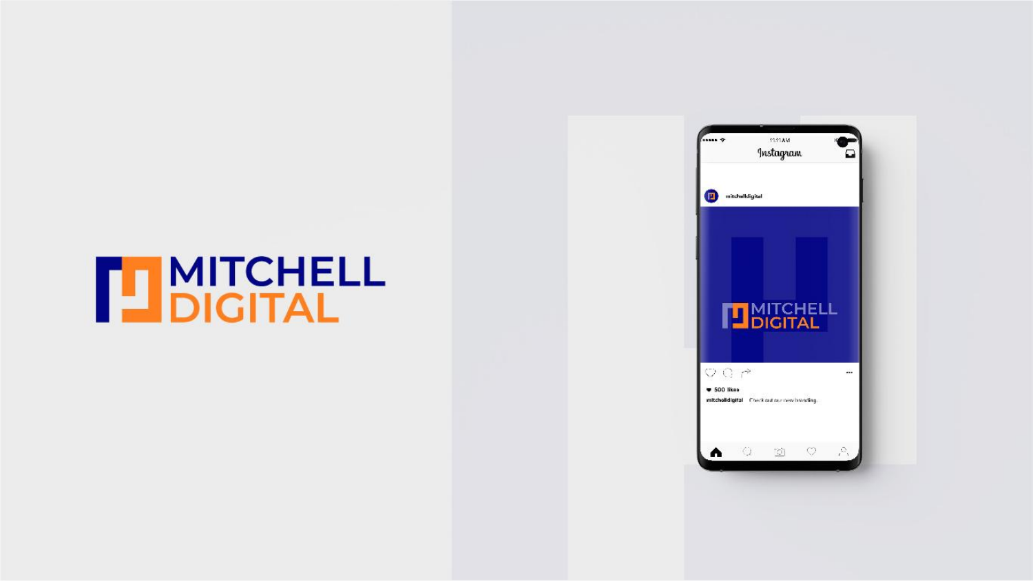MITCHELL DIGITAL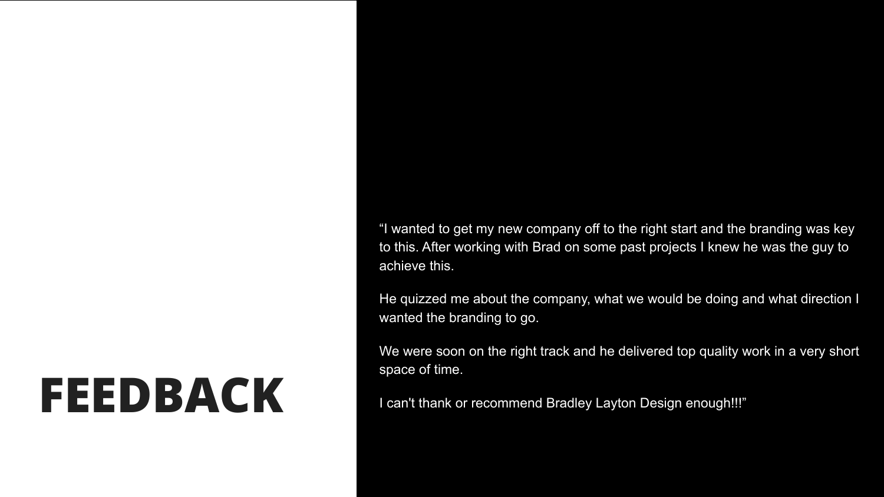# FEEDBACK

“I wanted to get my new company off to the right start and the branding was key to this. After working with Brad on some past projects I knew he was the guy to achieve this.

He quizzed me about the company, what we would be doing and what direction I wanted the branding to go.

We were soon on the right track and he delivered top quality work in a very short space of time.

I can't thank or recommend Bradley Layton Design enough!!!”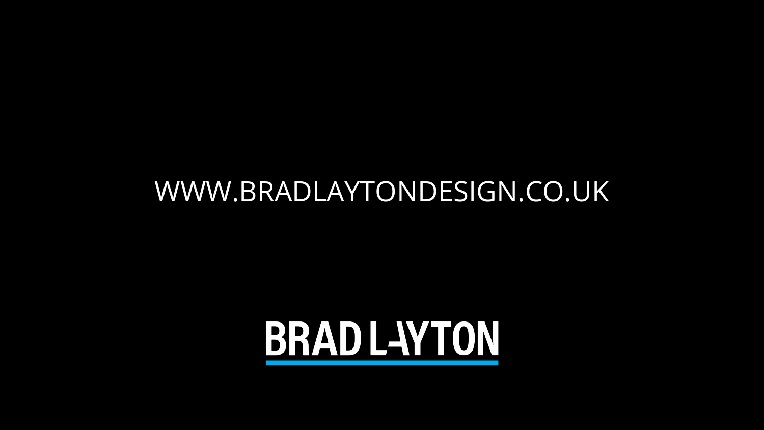WWW.BRADLAYTONDESIGN.CO.UK

BRAD LAYTON